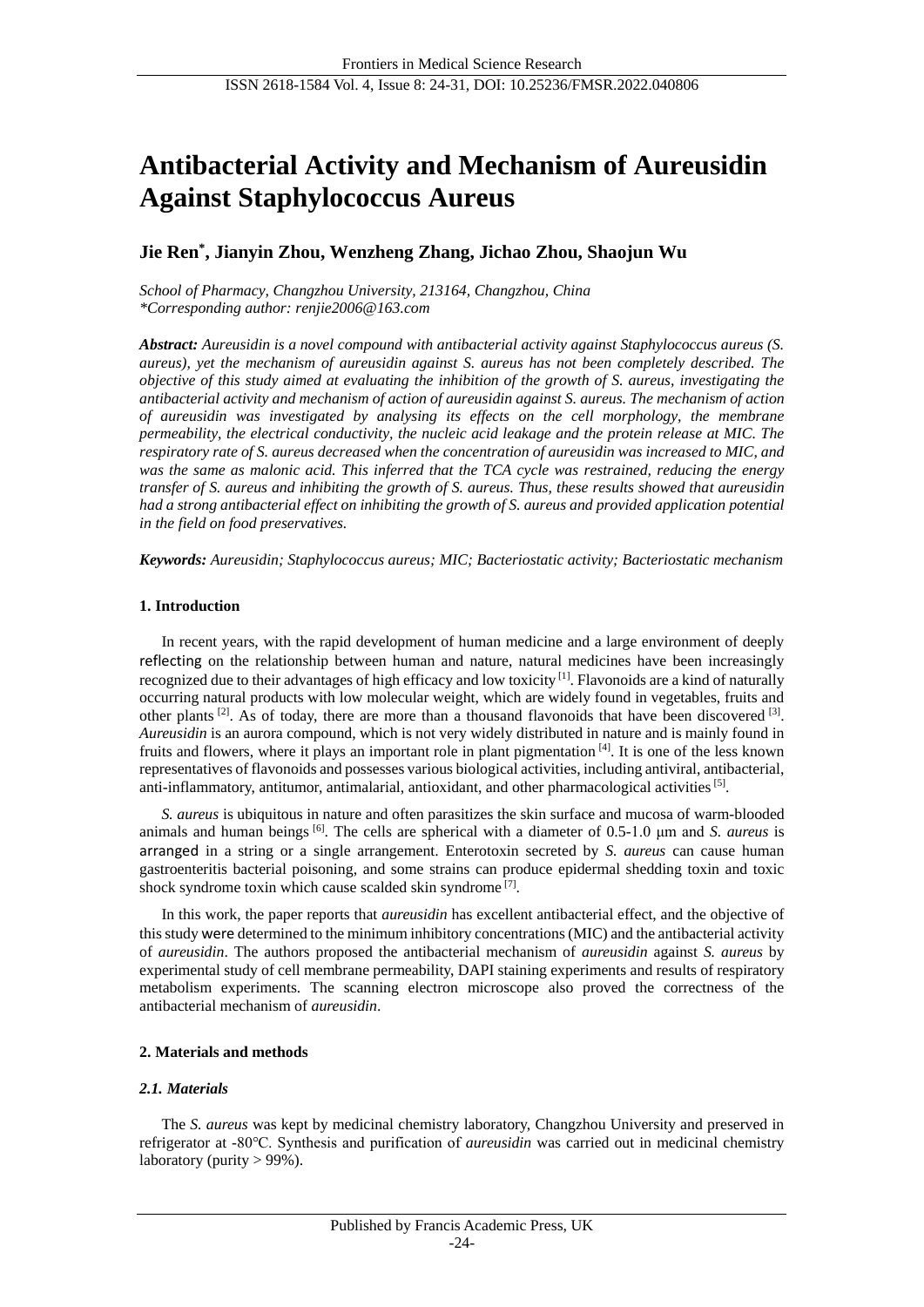# Antibacterial Activity and Mechanism of Aureusidin Against Staphylococcus Aureus

**Jie Ren*, Jianyin Zhou, Wenzheng Zhang, Jichao Zhou, Shaojun Wu**

*School of Pharmacy, Changzhou University, 213164, Changzhou, China*
*\*Corresponding author: renjie2006@163.com*

***Abstract:*** *Aureusidin is a novel compound with antibacterial activity against Staphylococcus aureus (S. aureus), yet the mechanism of aureusidin against S. aureus has not been completely described. The objective of this study aimed at evaluating the inhibition of the growth of S. aureus, investigating the antibacterial activity and mechanism of action of aureusidin against S. aureus. The mechanism of action of aureusidin was investigated by analysing its effects on the cell morphology, the membrane permeability, the electrical conductivity, the nucleic acid leakage and the protein release at MIC. The respiratory rate of S. aureus decreased when the concentration of aureusidin was increased to MIC, and was the same as malonic acid. This inferred that the TCA cycle was restrained, reducing the energy transfer of S. aureus and inhibiting the growth of S. aureus. Thus, these results showed that aureusidin had a strong antibacterial effect on inhibiting the growth of S. aureus and provided application potential in the field on food preservatives.*

***Keywords:*** *Aureusidin; Staphylococcus aureus; MIC; Bacteriostatic activity; Bacteriostatic mechanism*

## 1. Introduction

In recent years, with the rapid development of human medicine and a large environment of deeply reflecting on the relationship between human and nature, natural medicines have been increasingly recognized due to their advantages of high efficacy and low toxicity [1]. Flavonoids are a kind of naturally occurring natural products with low molecular weight, which are widely found in vegetables, fruits and other plants [2]. As of today, there are more than a thousand flavonoids that have been discovered [3]. *Aureusidin* is an aurora compound, which is not very widely distributed in nature and is mainly found in fruits and flowers, where it plays an important role in plant pigmentation [4]. It is one of the less known representatives of flavonoids and possesses various biological activities, including antiviral, antibacterial, anti-inflammatory, antitumor, antimalarial, antioxidant, and other pharmacological activities [5].

*S. aureus* is ubiquitous in nature and often parasitizes the skin surface and mucosa of warm-blooded animals and human beings [6]. The cells are spherical with a diameter of 0.5-1.0 μm and *S. aureus* is arranged in a string or a single arrangement. Enterotoxin secreted by *S. aureus* can cause human gastroenteritis bacterial poisoning, and some strains can produce epidermal shedding toxin and toxic shock syndrome toxin which cause scalded skin syndrome [7].

In this work, the paper reports that *aureusidin* has excellent antibacterial effect, and the objective of this study were determined to the minimum inhibitory concentrations (MIC) and the antibacterial activity of *aureusidin*. The authors proposed the antibacterial mechanism of *aureusidin* against *S. aureus* by experimental study of cell membrane permeability, DAPI staining experiments and results of respiratory metabolism experiments. The scanning electron microscope also proved the correctness of the antibacterial mechanism of *aureusidin*.

## 2. Materials and methods

### *2.1. Materials*

The *S. aureus* was kept by medicinal chemistry laboratory, Changzhou University and preserved in refrigerator at -80℃. Synthesis and purification of *aureusidin* was carried out in medicinal chemistry laboratory (purity > 99%).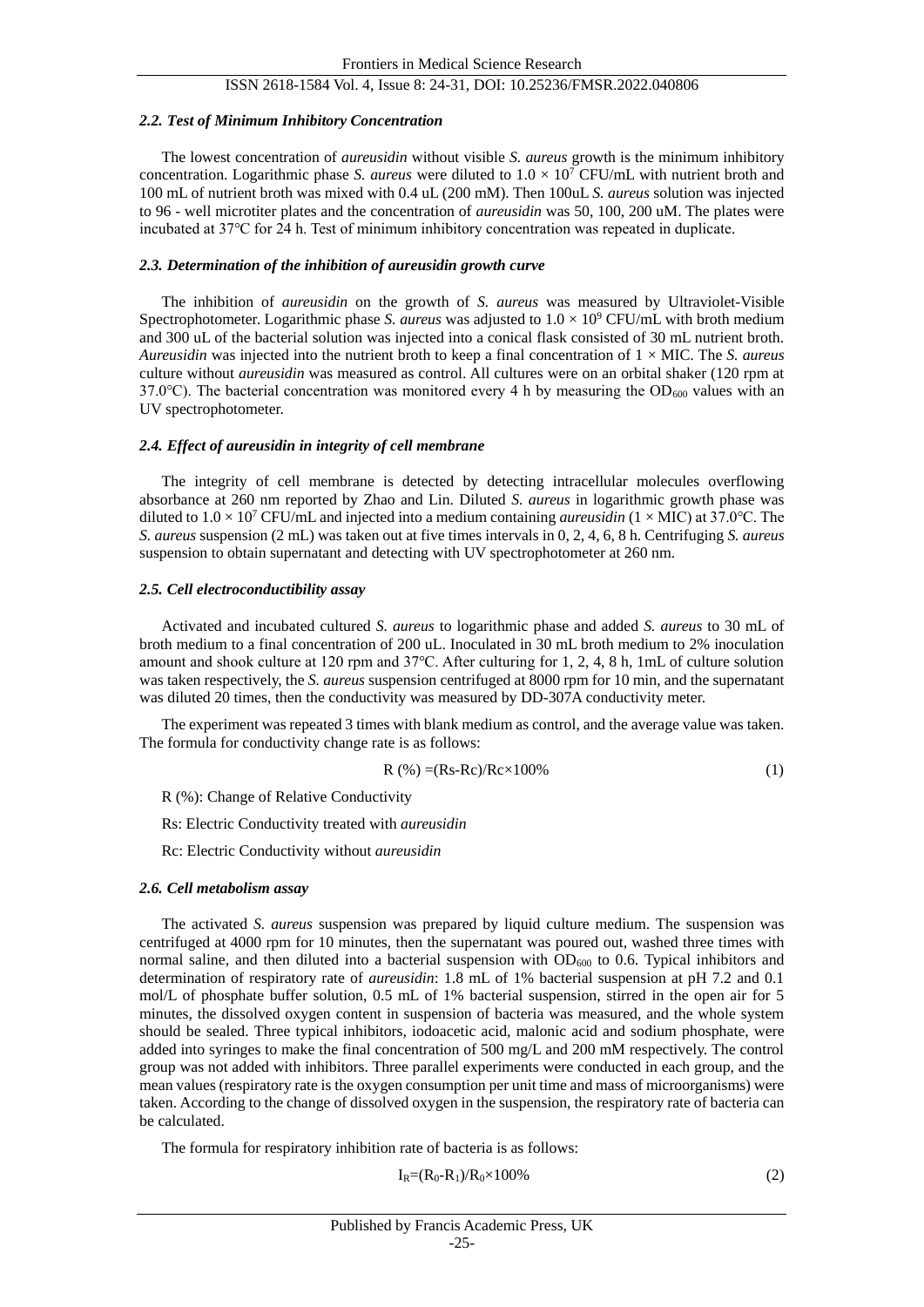### *2.2. Test of Minimum Inhibitory Concentration*

The lowest concentration of *aureusidin* without visible *S. aureus* growth is the minimum inhibitory concentration. Logarithmic phase *S. aureus* were diluted to $1.0 \times 10^7$ CFU/mL with nutrient broth and 100 mL of nutrient broth was mixed with 0.4 uL (200 mM). Then 100uL *S. aureus* solution was injected to 96 - well microtiter plates and the concentration of *aureusidin* was 50, 100, 200 uM. The plates were incubated at 37°C for 24 h. Test of minimum inhibitory concentration was repeated in duplicate.

### *2.3. Determination of the inhibition of aureusidin growth curve*

The inhibition of *aureusidin* on the growth of *S. aureus* was measured by Ultraviolet-Visible Spectrophotometer. Logarithmic phase *S. aureus* was adjusted to $1.0 \times 10^9$ CFU/mL with broth medium and 300 uL of the bacterial solution was injected into a conical flask consisted of 30 mL nutrient broth. *Aureusidin* was injected into the nutrient broth to keep a final concentration of 1 × MIC. The *S. aureus* culture without *aureusidin* was measured as control. All cultures were on an orbital shaker (120 rpm at 37.0°C). The bacterial concentration was monitored every 4 h by measuring the $OD_{600}$ values with an UV spectrophotometer.

### *2.4. Effect of aureusidin in integrity of cell membrane*

The integrity of cell membrane is detected by detecting intracellular molecules overflowing absorbance at 260 nm reported by Zhao and Lin. Diluted *S. aureus* in logarithmic growth phase was diluted to $1.0 \times 10^7$ CFU/mL and injected into a medium containing *aureusidin* (1 × MIC) at 37.0°C. The *S. aureus* suspension (2 mL) was taken out at five times intervals in 0, 2, 4, 6, 8 h. Centrifuging *S. aureus* suspension to obtain supernatant and detecting with UV spectrophotometer at 260 nm.

### *2.5. Cell electroconductibility assay*

Activated and incubated cultured *S. aureus* to logarithmic phase and added *S. aureus* to 30 mL of broth medium to a final concentration of 200 uL. Inoculated in 30 mL broth medium to 2% inoculation amount and shook culture at 120 rpm and 37°C. After culturing for 1, 2, 4, 8 h, 1mL of culture solution was taken respectively, the *S. aureus* suspension centrifuged at 8000 rpm for 10 min, and the supernatant was diluted 20 times, then the conductivity was measured by DD-307A conductivity meter.

The experiment was repeated 3 times with blank medium as control, and the average value was taken. The formula for conductivity change rate is as follows:

$$R\ (\%) = (Rs - Rc)/Rc \times 100\% \quad (1)$$

R (%): Change of Relative Conductivity

Rs: Electric Conductivity treated with *aureusidin*

Rc: Electric Conductivity without *aureusidin*

### *2.6. Cell metabolism assay*

The activated *S. aureus* suspension was prepared by liquid culture medium. The suspension was centrifuged at 4000 rpm for 10 minutes, then the supernatant was poured out, washed three times with normal saline, and then diluted into a bacterial suspension with $OD_{600}$ to 0.6. Typical inhibitors and determination of respiratory rate of *aureusidin*: 1.8 mL of 1% bacterial suspension at pH 7.2 and 0.1 mol/L of phosphate buffer solution, 0.5 mL of 1% bacterial suspension, stirred in the open air for 5 minutes, the dissolved oxygen content in suspension of bacteria was measured, and the whole system should be sealed. Three typical inhibitors, iodoacetic acid, malonic acid and sodium phosphate, were added into syringes to make the final concentration of 500 mg/L and 200 mM respectively. The control group was not added with inhibitors. Three parallel experiments were conducted in each group, and the mean values (respiratory rate is the oxygen consumption per unit time and mass of microorganisms) were taken. According to the change of dissolved oxygen in the suspension, the respiratory rate of bacteria can be calculated.

The formula for respiratory inhibition rate of bacteria is as follows:

$$I_R = (R_0 - R_1)/R_0 \times 100\% \quad (2)$$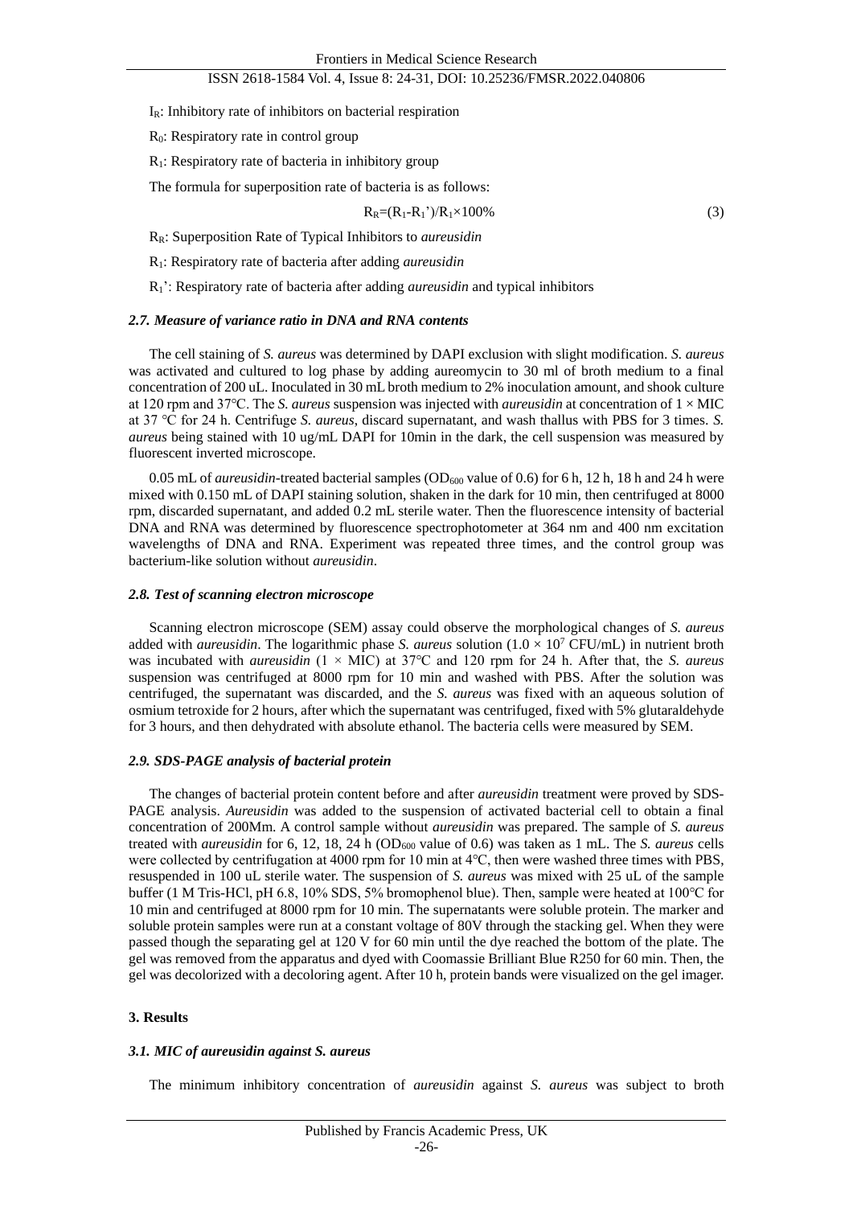$I_R$: Inhibitory rate of inhibitors on bacterial respiration

$R_0$: Respiratory rate in control group

$R_1$: Respiratory rate of bacteria in inhibitory group

The formula for superposition rate of bacteria is as follows:

$$R_R=(R_1-R_1')/R_1\times100\% \tag{3}$$

$R_R$: Superposition Rate of Typical Inhibitors to *aureusidin*

$R_1$: Respiratory rate of bacteria after adding *aureusidin*

$R_1$': Respiratory rate of bacteria after adding *aureusidin* and typical inhibitors

### *2.7. Measure of variance ratio in DNA and RNA contents*

The cell staining of *S. aureus* was determined by DAPI exclusion with slight modification. *S. aureus* was activated and cultured to log phase by adding aureomycin to 30 ml of broth medium to a final concentration of 200 uL. Inoculated in 30 mL broth medium to 2% inoculation amount, and shook culture at 120 rpm and 37°C. The *S. aureus* suspension was injected with *aureusidin* at concentration of 1 × MIC at 37 °C for 24 h. Centrifuge *S. aureus*, discard supernatant, and wash thallus with PBS for 3 times. *S. aureus* being stained with 10 ug/mL DAPI for 10min in the dark, the cell suspension was measured by fluorescent inverted microscope.

0.05 mL of *aureusidin*-treated bacterial samples ($OD_{600}$ value of 0.6) for 6 h, 12 h, 18 h and 24 h were mixed with 0.150 mL of DAPI staining solution, shaken in the dark for 10 min, then centrifuged at 8000 rpm, discarded supernatant, and added 0.2 mL sterile water. Then the fluorescence intensity of bacterial DNA and RNA was determined by fluorescence spectrophotometer at 364 nm and 400 nm excitation wavelengths of DNA and RNA. Experiment was repeated three times, and the control group was bacterium-like solution without *aureusidin*.

### *2.8. Test of scanning electron microscope*

Scanning electron microscope (SEM) assay could observe the morphological changes of *S. aureus* added with *aureusidin*. The logarithmic phase *S. aureus* solution ($1.0 \times 10^7$ CFU/mL) in nutrient broth was incubated with *aureusidin* (1 × MIC) at 37°C and 120 rpm for 24 h. After that, the *S. aureus* suspension was centrifuged at 8000 rpm for 10 min and washed with PBS. After the solution was centrifuged, the supernatant was discarded, and the *S. aureus* was fixed with an aqueous solution of osmium tetroxide for 2 hours, after which the supernatant was centrifuged, fixed with 5% glutaraldehyde for 3 hours, and then dehydrated with absolute ethanol. The bacteria cells were measured by SEM.

### *2.9. SDS-PAGE analysis of bacterial protein*

The changes of bacterial protein content before and after *aureusidin* treatment were proved by SDS-PAGE analysis. *Aureusidin* was added to the suspension of activated bacterial cell to obtain a final concentration of 200Mm. A control sample without *aureusidin* was prepared. The sample of *S. aureus* treated with *aureusidin* for 6, 12, 18, 24 h ($OD_{600}$ value of 0.6) was taken as 1 mL. The *S. aureus* cells were collected by centrifugation at 4000 rpm for 10 min at 4℃, then were washed three times with PBS, resuspended in 100 uL sterile water. The suspension of *S. aureus* was mixed with 25 uL of the sample buffer (1 M Tris-HCl, pH 6.8, 10% SDS, 5% bromophenol blue). Then, sample were heated at 100°C for 10 min and centrifuged at 8000 rpm for 10 min. The supernatants were soluble protein. The marker and soluble protein samples were run at a constant voltage of 80V through the stacking gel. When they were passed though the separating gel at 120 V for 60 min until the dye reached the bottom of the plate. The gel was removed from the apparatus and dyed with Coomassie Brilliant Blue R250 for 60 min. Then, the gel was decolorized with a decoloring agent. After 10 h, protein bands were visualized on the gel imager.

## 3. Results

### *3.1. MIC of aureusidin against S. aureus*

The minimum inhibitory concentration of *aureusidin* against *S. aureus* was subject to broth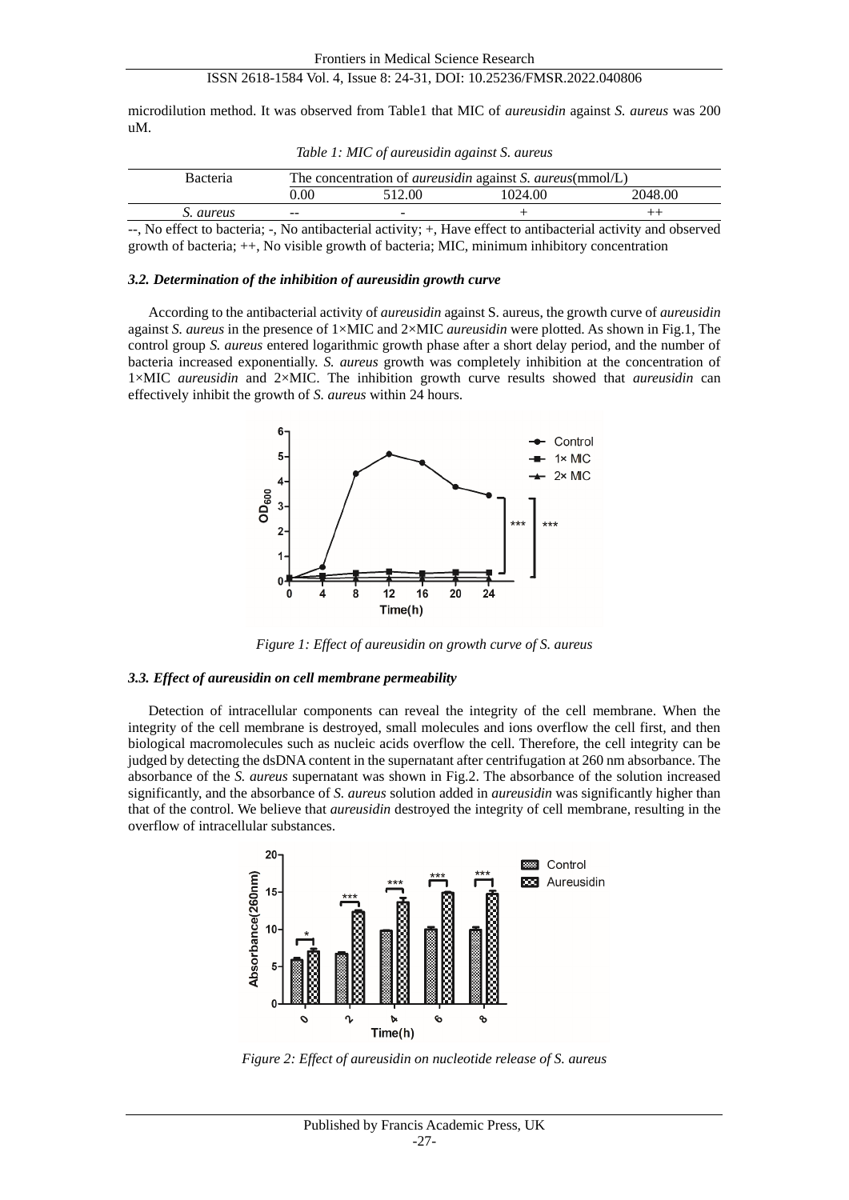microdilution method. It was observed from Table1 that MIC of *aureusidin* against *S. aureus* was 200 uM.

*Table 1: MIC of aureusidin against S. aureus*

| Bacteria | The concentration of *aureusidin* against *S. aureus*(mmol/L) | | | |
|---|---|---|---|---|
| | 0.00 | 512.00 | 1024.00 | 2048.00 |
| *S. aureus* | -- | - | + | ++ |

--, No effect to bacteria; -, No antibacterial activity; +, Have effect to antibacterial activity and observed growth of bacteria; ++, No visible growth of bacteria; MIC, minimum inhibitory concentration

### *3.2. Determination of the inhibition of aureusidin growth curve*

According to the antibacterial activity of *aureusidin* against S. aureus, the growth curve of *aureusidin* against *S. aureus* in the presence of 1×MIC and 2×MIC *aureusidin* were plotted. As shown in Fig.1, The control group *S. aureus* entered logarithmic growth phase after a short delay period, and the number of bacteria increased exponentially. *S. aureus* growth was completely inhibition at the concentration of 1×MIC *aureusidin* and 2×MIC. The inhibition growth curve results showed that *aureusidin* can effectively inhibit the growth of *S. aureus* within 24 hours.

*Figure 1: Effect of aureusidin on growth curve of S. aureus*

### *3.3. Effect of aureusidin on cell membrane permeability*

Detection of intracellular components can reveal the integrity of the cell membrane. When the integrity of the cell membrane is destroyed, small molecules and ions overflow the cell first, and then biological macromolecules such as nucleic acids overflow the cell. Therefore, the cell integrity can be judged by detecting the dsDNA content in the supernatant after centrifugation at 260 nm absorbance. The absorbance of the *S. aureus* supernatant was shown in Fig.2. The absorbance of the solution increased significantly, and the absorbance of *S. aureus* solution added in *aureusidin* was significantly higher than that of the control. We believe that *aureusidin* destroyed the integrity of cell membrane, resulting in the overflow of intracellular substances.

*Figure 2: Effect of aureusidin on nucleotide release of S. aureus*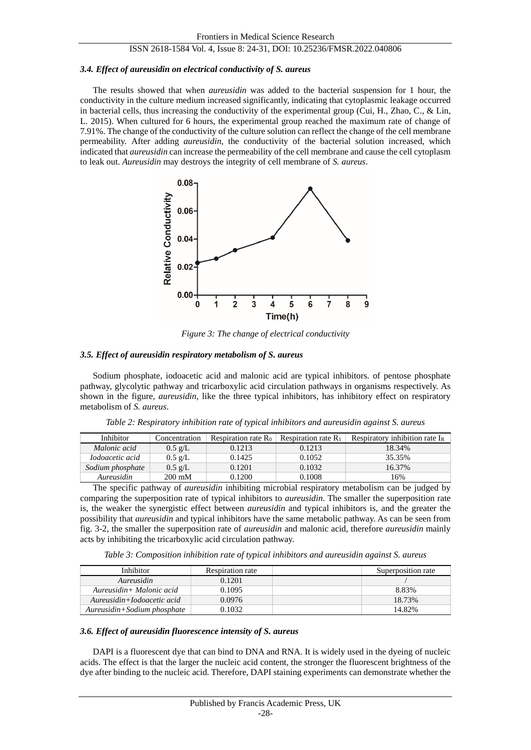### 3.4. Effect of aureusidin on electrical conductivity of S. aureus

The results showed that when *aureusidin* was added to the bacterial suspension for 1 hour, the conductivity in the culture medium increased significantly, indicating that cytoplasmic leakage occurred in bacterial cells, thus increasing the conductivity of the experimental group (Cui, H., Zhao, C., & Lin, L. 2015). When cultured for 6 hours, the experimental group reached the maximum rate of change of 7.91%. The change of the conductivity of the culture solution can reflect the change of the cell membrane permeability. After adding *aureusidin*, the conductivity of the bacterial solution increased, which indicated that *aureusidin* can increase the permeability of the cell membrane and cause the cell cytoplasm to leak out. *Aureusidin* may destroys the integrity of cell membrane of *S. aureus*.

*Figure 3: The change of electrical conductivity*

### 3.5. Effect of aureusidin respiratory metabolism of S. aureus

Sodium phosphate, iodoacetic acid and malonic acid are typical inhibitors. of pentose phosphate pathway, glycolytic pathway and tricarboxylic acid circulation pathways in organisms respectively. As shown in the figure, *aureusidin*, like the three typical inhibitors, has inhibitory effect on respiratory metabolism of *S. aureus*.

*Table 2: Respiratory inhibition rate of typical inhibitors and aureusidin against S. aureus*

| Inhibitor | Concentration | Respiration rate $R_0$ | Respiration rate $R_1$ | Respiratory inhibition rate $I_R$ |
|---|---|---|---|---|
| *Malonic acid* | 0.5 g/L | 0.1213 | 0.1213 | 18.34% |
| *Iodoacetic acid* | 0.5 g/L | 0.1425 | 0.1052 | 35.35% |
| *Sodium phosphate* | 0.5 g/L | 0.1201 | 0.1032 | 16.37% |
| *Aureusidin* | 200 mM | 0.1200 | 0.1008 | 16% |

The specific pathway of *aureusidin* inhibiting microbial respiratory metabolism can be judged by comparing the superposition rate of typical inhibitors to *aureusidin*. The smaller the superposition rate is, the weaker the synergistic effect between *aureusidin* and typical inhibitors is, and the greater the possibility that *aureusidin* and typical inhibitors have the same metabolic pathway. As can be seen from fig. 3-2, the smaller the superposition rate of *aureusidin* and malonic acid, therefore *aureusidin* mainly acts by inhibiting the tricarboxylic acid circulation pathway.

*Table 3: Composition inhibition rate of typical inhibitors and aureusidin against S. aureus*

| Inhibitor | Respiration rate | | Superposition rate |
|---|---|---|---|
| *Aureusidin* | 0.1201 | | / |
| *Aureusidin+ Malonic acid* | 0.1095 | | 8.83% |
| *Aureusidin+Iodoacetic acid* | 0.0976 | | 18.73% |
| *Aureusidin+Sodium phosphate* | 0.1032 | | 14.82% |

### 3.6. Effect of aureusidin fluorescence intensity of S. aureus

DAPI is a fluorescent dye that can bind to DNA and RNA. It is widely used in the dyeing of nucleic acids. The effect is that the larger the nucleic acid content, the stronger the fluorescent brightness of the dye after binding to the nucleic acid. Therefore, DAPI staining experiments can demonstrate whether the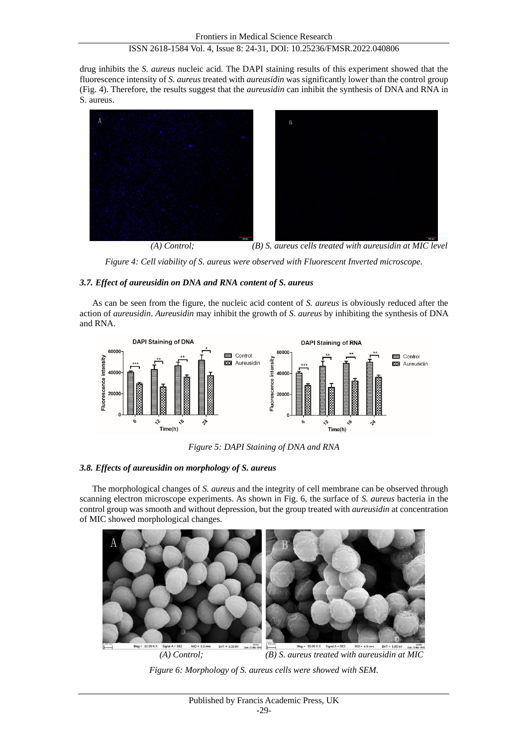drug inhibits the *S. aureus* nucleic acid. The DAPI staining results of this experiment showed that the fluorescence intensity of *S. aureus* treated with *aureusidin* was significantly lower than the control group (Fig. 4). Therefore, the results suggest that the *aureusidin* can inhibit the synthesis of DNA and RNA in S. aureus.

*(A) Control; (B) S. aureus cells treated with aureusidin at MIC level*

*Figure 4: Cell viability of S. aureus were observed with Fluorescent Inverted microscope.*

### *3.7. Effect of aureusidin on DNA and RNA content of S. aureus*

As can be seen from the figure, the nucleic acid content of *S. aureus* is obviously reduced after the action of *aureusidin*. *Aureusidin* may inhibit the growth of *S. aureus* by inhibiting the synthesis of DNA and RNA.

*Figure 5: DAPI Staining of DNA and RNA*

### *3.8. Effects of aureusidin on morphology of S. aureus*

The morphological changes of *S. aureus* and the integrity of cell membrane can be observed through scanning electron microscope experiments. As shown in Fig. 6, the surface of *S. aureus* bacteria in the control group was smooth and without depression, but the group treated with *aureusidin* at concentration of MIC showed morphological changes.

*(A) Control; (B) S. aureus treated with aureusidin at MIC*

*Figure 6: Morphology of S. aureus cells were showed with SEM.*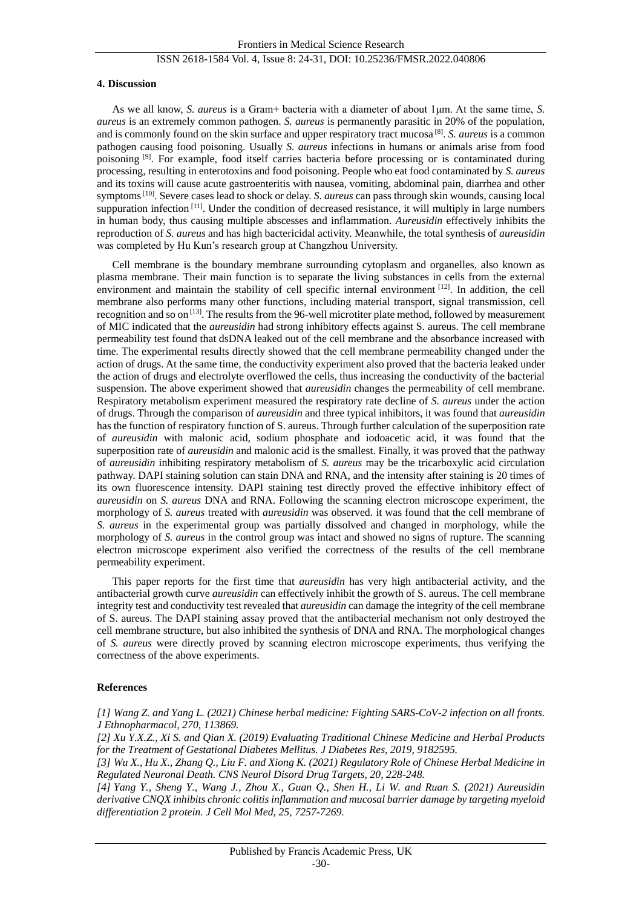#### 4. Discussion

As we all know, *S. aureus* is a Gram+ bacteria with a diameter of about 1μm. At the same time, *S. aureus* is an extremely common pathogen. *S. aureus* is permanently parasitic in 20% of the population, and is commonly found on the skin surface and upper respiratory tract mucosa [8]. *S. aureus* is a common pathogen causing food poisoning. Usually *S. aureus* infections in humans or animals arise from food poisoning [9]. For example, food itself carries bacteria before processing or is contaminated during processing, resulting in enterotoxins and food poisoning. People who eat food contaminated by *S. aureus* and its toxins will cause acute gastroenteritis with nausea, vomiting, abdominal pain, diarrhea and other symptoms [10]. Severe cases lead to shock or delay. *S. aureus* can pass through skin wounds, causing local suppuration infection [11]. Under the condition of decreased resistance, it will multiply in large numbers in human body, thus causing multiple abscesses and inflammation. *Aureusidin* effectively inhibits the reproduction of *S. aureus* and has high bactericidal activity. Meanwhile, the total synthesis of *aureusidin* was completed by Hu Kun's research group at Changzhou University.

Cell membrane is the boundary membrane surrounding cytoplasm and organelles, also known as plasma membrane. Their main function is to separate the living substances in cells from the external environment and maintain the stability of cell specific internal environment [12]. In addition, the cell membrane also performs many other functions, including material transport, signal transmission, cell recognition and so on [13]. The results from the 96-well microtiter plate method, followed by measurement of MIC indicated that the *aureusidin* had strong inhibitory effects against S. aureus. The cell membrane permeability test found that dsDNA leaked out of the cell membrane and the absorbance increased with time. The experimental results directly showed that the cell membrane permeability changed under the action of drugs. At the same time, the conductivity experiment also proved that the bacteria leaked under the action of drugs and electrolyte overflowed the cells, thus increasing the conductivity of the bacterial suspension. The above experiment showed that *aureusidin* changes the permeability of cell membrane. Respiratory metabolism experiment measured the respiratory rate decline of *S. aureus* under the action of drugs. Through the comparison of *aureusidin* and three typical inhibitors, it was found that *aureusidin* has the function of respiratory function of S. aureus. Through further calculation of the superposition rate of *aureusidin* with malonic acid, sodium phosphate and iodoacetic acid, it was found that the superposition rate of *aureusidin* and malonic acid is the smallest. Finally, it was proved that the pathway of *aureusidin* inhibiting respiratory metabolism of *S. aureus* may be the tricarboxylic acid circulation pathway. DAPI staining solution can stain DNA and RNA, and the intensity after staining is 20 times of its own fluorescence intensity. DAPI staining test directly proved the effective inhibitory effect of *aureusidin* on *S. aureus* DNA and RNA. Following the scanning electron microscope experiment, the morphology of *S. aureus* treated with *aureusidin* was observed. it was found that the cell membrane of *S. aureus* in the experimental group was partially dissolved and changed in morphology, while the morphology of *S. aureus* in the control group was intact and showed no signs of rupture. The scanning electron microscope experiment also verified the correctness of the results of the cell membrane permeability experiment.

This paper reports for the first time that *aureusidin* has very high antibacterial activity, and the antibacterial growth curve *aureusidin* can effectively inhibit the growth of S. aureus. The cell membrane integrity test and conductivity test revealed that *aureusidin* can damage the integrity of the cell membrane of S. aureus. The DAPI staining assay proved that the antibacterial mechanism not only destroyed the cell membrane structure, but also inhibited the synthesis of DNA and RNA. The morphological changes of *S. aureus* were directly proved by scanning electron microscope experiments, thus verifying the correctness of the above experiments.

#### References

*[1] Wang Z. and Yang L. (2021) Chinese herbal medicine: Fighting SARS-CoV-2 infection on all fronts. J Ethnopharmacol, 270, 113869.*

*[2] Xu Y.X.Z., Xi S. and Qian X. (2019) Evaluating Traditional Chinese Medicine and Herbal Products for the Treatment of Gestational Diabetes Mellitus. J Diabetes Res, 2019, 9182595.*

*[3] Wu X., Hu X., Zhang Q., Liu F. and Xiong K. (2021) Regulatory Role of Chinese Herbal Medicine in Regulated Neuronal Death. CNS Neurol Disord Drug Targets, 20, 228-248.*

*[4] Yang Y., Sheng Y., Wang J., Zhou X., Guan Q., Shen H., Li W. and Ruan S. (2021) Aureusidin derivative CNQX inhibits chronic colitis inflammation and mucosal barrier damage by targeting myeloid differentiation 2 protein. J Cell Mol Med, 25, 7257-7269.*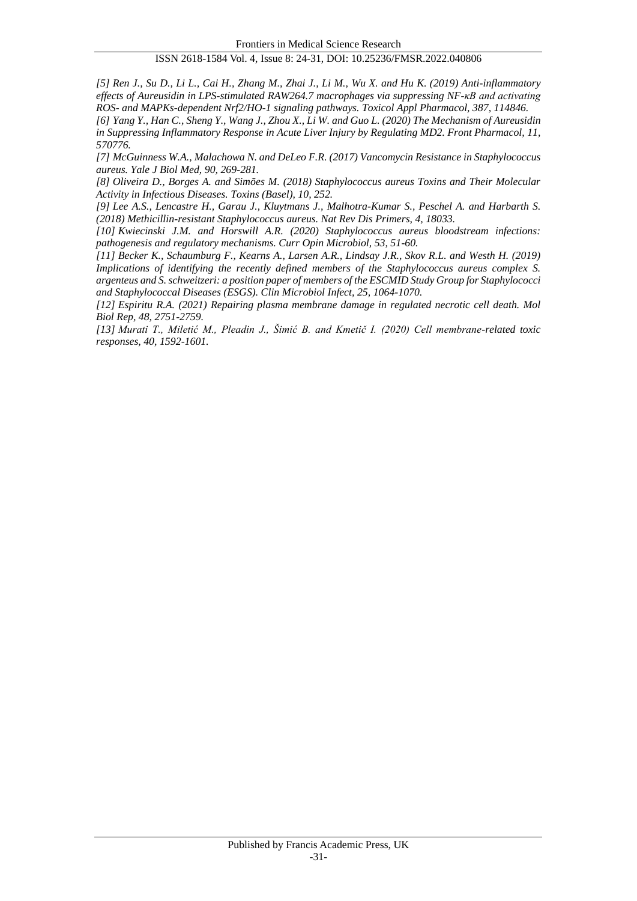*[5] Ren J., Su D., Li L., Cai H., Zhang M., Zhai J., Li M., Wu X. and Hu K. (2019) Anti-inflammatory effects of Aureusidin in LPS-stimulated RAW264.7 macrophages via suppressing NF-κB and activating ROS- and MAPKs-dependent Nrf2/HO-1 signaling pathways. Toxicol Appl Pharmacol, 387, 114846.*

*[6] Yang Y., Han C., Sheng Y., Wang J., Zhou X., Li W. and Guo L. (2020) The Mechanism of Aureusidin in Suppressing Inflammatory Response in Acute Liver Injury by Regulating MD2. Front Pharmacol, 11, 570776.*

*[7] McGuinness W.A., Malachowa N. and DeLeo F.R. (2017) Vancomycin Resistance in Staphylococcus aureus. Yale J Biol Med, 90, 269-281.*

*[8] Oliveira D., Borges A. and Simões M. (2018) Staphylococcus aureus Toxins and Their Molecular Activity in Infectious Diseases. Toxins (Basel), 10, 252.*

*[9] Lee A.S., Lencastre H., Garau J., Kluytmans J., Malhotra-Kumar S., Peschel A. and Harbarth S. (2018) Methicillin-resistant Staphylococcus aureus. Nat Rev Dis Primers, 4, 18033.*

*[10] Kwiecinski J.M. and Horswill A.R. (2020) Staphylococcus aureus bloodstream infections: pathogenesis and regulatory mechanisms. Curr Opin Microbiol, 53, 51-60.*

*[11] Becker K., Schaumburg F., Kearns A., Larsen A.R., Lindsay J.R., Skov R.L. and Westh H. (2019) Implications of identifying the recently defined members of the Staphylococcus aureus complex S. argenteus and S. schweitzeri: a position paper of members of the ESCMID Study Group for Staphylococci and Staphylococcal Diseases (ESGS). Clin Microbiol Infect, 25, 1064-1070.*

*[12] Espiritu R.A. (2021) Repairing plasma membrane damage in regulated necrotic cell death. Mol Biol Rep, 48, 2751-2759.*

*[13] Murati T., Miletić M., Pleadin J., Šimić B. and Kmetič I. (2020) Cell membrane-related toxic responses, 40, 1592-1601.*